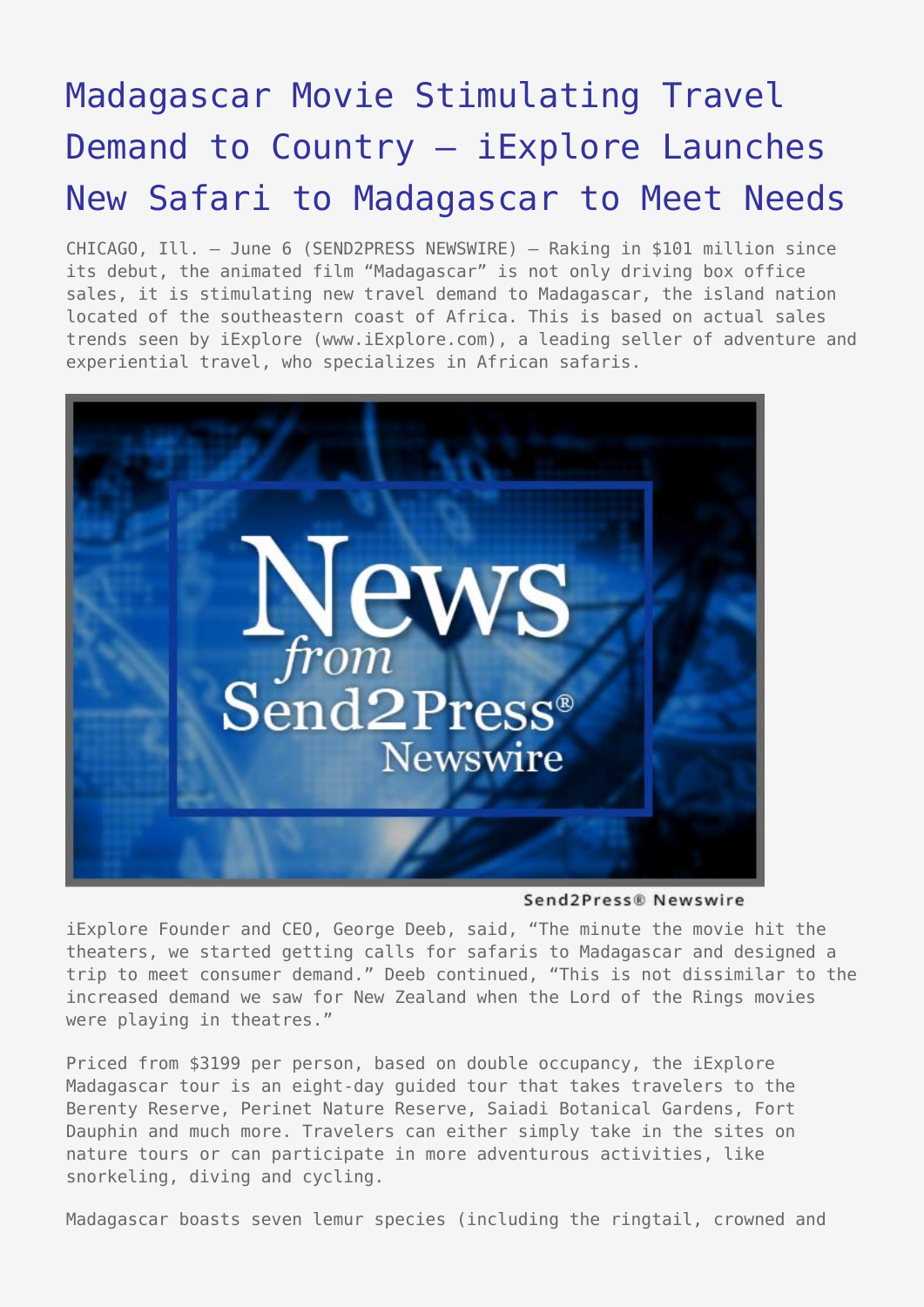# Madagascar Movie Stimulating Travel Demand to Country – iExplore Launches New Safari to Madagascar to Meet Needs

CHICAGO, Ill. – June 6 (SEND2PRESS NEWSWIRE) — Raking in $101 million since its debut, the animated film "Madagascar" is not only driving box office sales, it is stimulating new travel demand to Madagascar, the island nation located of the southeastern coast of Africa. This is based on actual sales trends seen by iExplore (www.iExplore.com), a leading seller of adventure and experiential travel, who specializes in African safaris.

iExplore Founder and CEO, George Deeb, said, "The minute the movie hit the theaters, we started getting calls for safaris to Madagascar and designed a trip to meet consumer demand." Deeb continued, "This is not dissimilar to the increased demand we saw for New Zealand when the Lord of the Rings movies were playing in theatres."

Priced from $3199 per person, based on double occupancy, the iExplore Madagascar tour is an eight-day guided tour that takes travelers to the Berenty Reserve, Perinet Nature Reserve, Saiadi Botanical Gardens, Fort Dauphin and much more. Travelers can either simply take in the sites on nature tours or can participate in more adventurous activities, like snorkeling, diving and cycling.

Madagascar boasts seven lemur species (including the ringtail, crowned and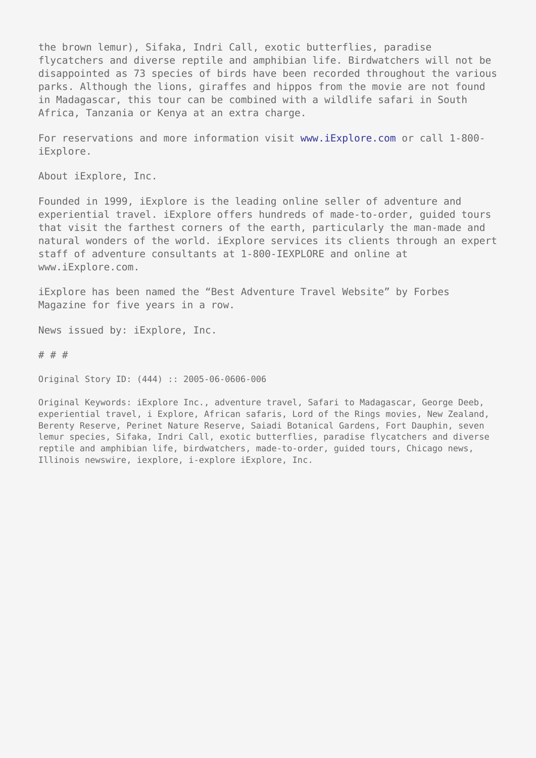the brown lemur), Sifaka, Indri Call, exotic butterflies, paradise flycatchers and diverse reptile and amphibian life. Birdwatchers will not be disappointed as 73 species of birds have been recorded throughout the various parks. Although the lions, giraffes and hippos from the movie are not found in Madagascar, this tour can be combined with a wildlife safari in South Africa, Tanzania or Kenya at an extra charge.

For reservations and more information visit www.iExplore.com or call 1-800-iExplore.

About iExplore, Inc.

Founded in 1999, iExplore is the leading online seller of adventure and experiential travel. iExplore offers hundreds of made-to-order, guided tours that visit the farthest corners of the earth, particularly the man-made and natural wonders of the world. iExplore services its clients through an expert staff of adventure consultants at 1-800-IEXPLORE and online at www.iExplore.com.

iExplore has been named the “Best Adventure Travel Website” by Forbes Magazine for five years in a row.

News issued by: iExplore, Inc.

# # #

Original Story ID: (444) :: 2005-06-0606-006

Original Keywords: iExplore Inc., adventure travel, Safari to Madagascar, George Deeb, experiential travel, i Explore, African safaris, Lord of the Rings movies, New Zealand, Berenty Reserve, Perinet Nature Reserve, Saiadi Botanical Gardens, Fort Dauphin, seven lemur species, Sifaka, Indri Call, exotic butterflies, paradise flycatchers and diverse reptile and amphibian life, birdwatchers, made-to-order, guided tours, Chicago news, Illinois newswire, iexplore, i-explore iExplore, Inc.